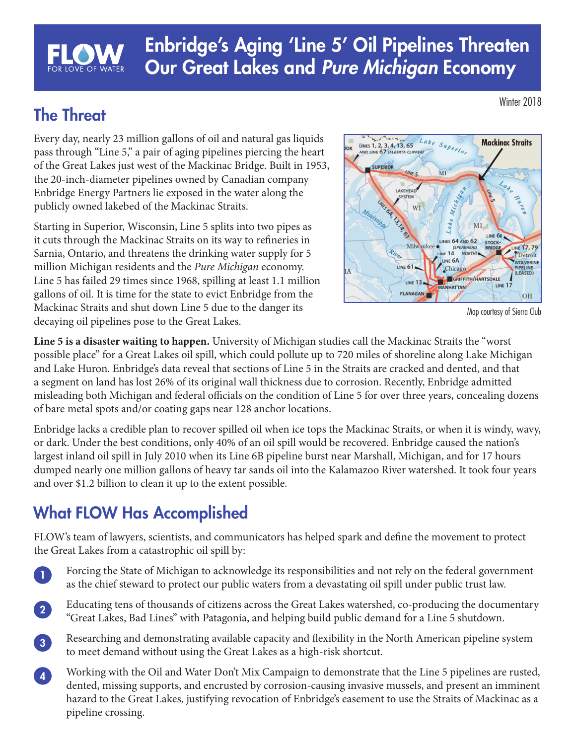# Enbridge's Aging 'Line 5' Oil Pipelines Threaten Our Great Lakes and *Pure Michigan* Economy

Winter 2018

## The Threat

Every day, nearly 23 million gallons of oil and natural gas liquids pass through "Line 5," a pair of aging pipelines piercing the heart of the Great Lakes just west of the Mackinac Bridge. Built in 1953, the 20-inch-diameter pipelines owned by Canadian company Enbridge Energy Partners lie exposed in the water along the publicly owned lakebed of the Mackinac Straits.

Starting in Superior, Wisconsin, Line 5 splits into two pipes as it cuts through the Mackinac Straits on its way to refineries in Sarnia, Ontario, and threatens the drinking water supply for 5 million Michigan residents and the *Pure Michigan* economy. Line 5 has failed 29 times since 1968, spilling at least 1.1 million gallons of oil. It is time for the state to evict Enbridge from the Mackinac Straits and shut down Line 5 due to the danger its decaying oil pipelines pose to the Great Lakes.

Map courtesy of Sierra Club

**Line 5 is a disaster waiting to happen.** University of Michigan studies call the Mackinac Straits the "worst possible place" for a Great Lakes oil spill, which could pollute up to 720 miles of shoreline along Lake Michigan and Lake Huron. Enbridge's data reveal that sections of Line 5 in the Straits are cracked and dented, and that a segment on land has lost 26% of its original wall thickness due to corrosion. Recently, Enbridge admitted misleading both Michigan and federal officials on the condition of Line 5 for over three years, concealing dozens of bare metal spots and/or coating gaps near 128 anchor locations.

Enbridge lacks a credible plan to recover spilled oil when ice tops the Mackinac Straits, or when it is windy, wavy, or dark. Under the best conditions, only 40% of an oil spill would be recovered. Enbridge caused the nation's largest inland oil spill in July 2010 when its Line 6B pipeline burst near Marshall, Michigan, and for 17 hours dumped nearly one million gallons of heavy tar sands oil into the Kalamazoo River watershed. It took four years and over $1.2 billion to clean it up to the extent possible.

## What FLOW Has Accomplished

FLOW's team of lawyers, scientists, and communicators has helped spark and define the movement to protect the Great Lakes from a catastrophic oil spill by:

1. Forcing the State of Michigan to acknowledge its responsibilities and not rely on the federal government as the chief steward to protect our public waters from a devastating oil spill under public trust law.
2. Educating tens of thousands of citizens across the Great Lakes watershed, co-producing the documentary "Great Lakes, Bad Lines" with Patagonia, and helping build public demand for a Line 5 shutdown.
3. Researching and demonstrating available capacity and flexibility in the North American pipeline system to meet demand without using the Great Lakes as a high-risk shortcut.
4. Working with the Oil and Water Don't Mix Campaign to demonstrate that the Line 5 pipelines are rusted, dented, missing supports, and encrusted by corrosion-causing invasive mussels, and present an imminent hazard to the Great Lakes, justifying revocation of Enbridge's easement to use the Straits of Mackinac as a pipeline crossing.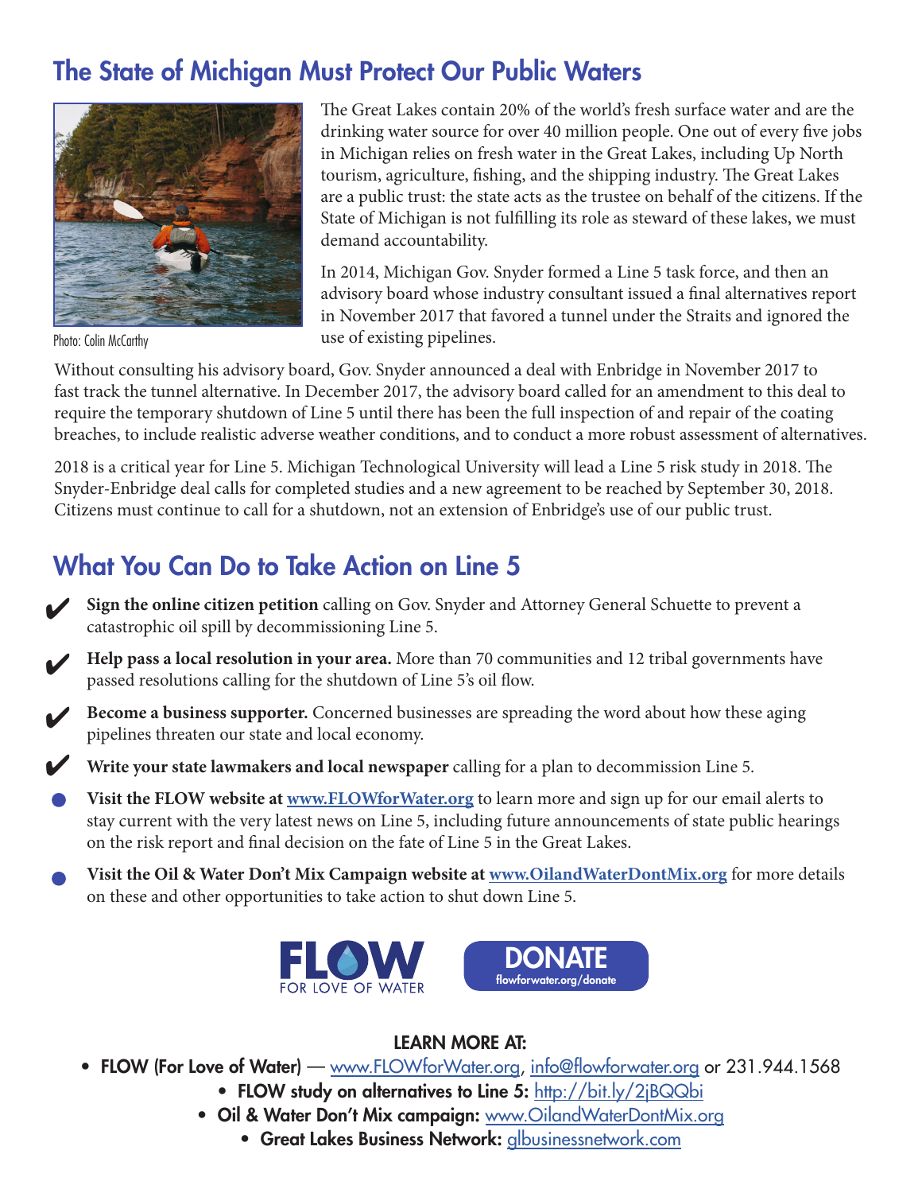## The State of Michigan Must Protect Our Public Waters

Photo: Colin McCarthy

The Great Lakes contain 20% of the world's fresh surface water and are the drinking water source for over 40 million people. One out of every five jobs in Michigan relies on fresh water in the Great Lakes, including Up North tourism, agriculture, fishing, and the shipping industry. The Great Lakes are a public trust: the state acts as the trustee on behalf of the citizens. If the State of Michigan is not fulfilling its role as steward of these lakes, we must demand accountability.

In 2014, Michigan Gov. Snyder formed a Line 5 task force, and then an advisory board whose industry consultant issued a final alternatives report in November 2017 that favored a tunnel under the Straits and ignored the use of existing pipelines.

Without consulting his advisory board, Gov. Snyder announced a deal with Enbridge in November 2017 to fast track the tunnel alternative. In December 2017, the advisory board called for an amendment to this deal to require the temporary shutdown of Line 5 until there has been the full inspection of and repair of the coating breaches, to include realistic adverse weather conditions, and to conduct a more robust assessment of alternatives.

2018 is a critical year for Line 5. Michigan Technological University will lead a Line 5 risk study in 2018. The Snyder-Enbridge deal calls for completed studies and a new agreement to be reached by September 30, 2018. Citizens must continue to call for a shutdown, not an extension of Enbridge's use of our public trust.

## What You Can Do to Take Action on Line 5

- ✔ **Sign the online citizen petition** calling on Gov. Snyder and Attorney General Schuette to prevent a catastrophic oil spill by decommissioning Line 5.
- ✔ **Help pass a local resolution in your area.** More than 70 communities and 12 tribal governments have passed resolutions calling for the shutdown of Line 5's oil flow.
- ✔ **Become a business supporter.** Concerned businesses are spreading the word about how these aging pipelines threaten our state and local economy.
- ✔ **Write your state lawmakers and local newspaper** calling for a plan to decommission Line 5.
- **Visit the FLOW website at www.FLOWforWater.org** to learn more and sign up for our email alerts to stay current with the very latest news on Line 5, including future announcements of state public hearings on the risk report and final decision on the fate of Line 5 in the Great Lakes.
- **Visit the Oil & Water Don't Mix Campaign website at www.OilandWaterDontMix.org** for more details on these and other opportunities to take action to shut down Line 5.

FLOW FOR LOVE OF WATER

DONATE flowforwater.org/donate

**LEARN MORE AT:**

- **FLOW (For Love of Water)** — www.FLOWforWater.org, info@flowforwater.org or 231.944.1568
- **FLOW study on alternatives to Line 5:** http://bit.ly/2jBQQbi
- **Oil & Water Don't Mix campaign:** www.OilandWaterDontMix.org
- **Great Lakes Business Network:** glbusinessnetwork.com